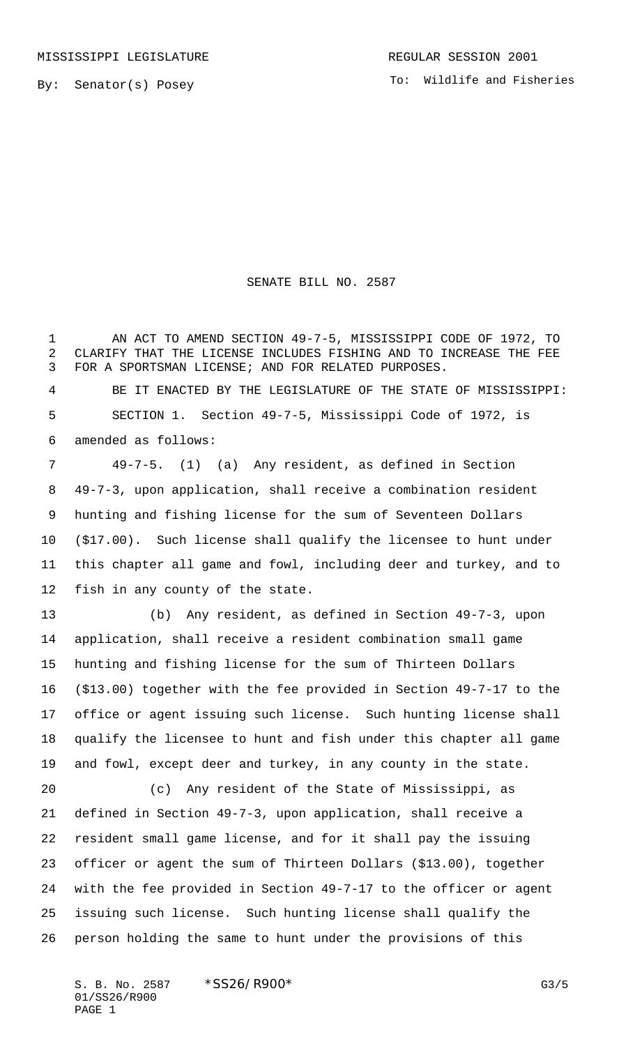MISSISSIPPI LEGISLATURE

REGULAR SESSION 2001

By: Senator(s) Posey

To: Wildlife and Fisheries

# SENATE BILL NO. 2587

AN ACT TO AMEND SECTION 49-7-5, MISSISSIPPI CODE OF 1972, TO CLARIFY THAT THE LICENSE INCLUDES FISHING AND TO INCREASE THE FEE FOR A SPORTSMAN LICENSE; AND FOR RELATED PURPOSES.

BE IT ENACTED BY THE LEGISLATURE OF THE STATE OF MISSISSIPPI:

SECTION 1. Section 49-7-5, Mississippi Code of 1972, is amended as follows:

49-7-5. (1) (a) Any resident, as defined in Section 49-7-3, upon application, shall receive a combination resident hunting and fishing license for the sum of Seventeen Dollars ($17.00). Such license shall qualify the licensee to hunt under this chapter all game and fowl, including deer and turkey, and to fish in any county of the state.

(b) Any resident, as defined in Section 49-7-3, upon application, shall receive a resident combination small game hunting and fishing license for the sum of Thirteen Dollars ($13.00) together with the fee provided in Section 49-7-17 to the office or agent issuing such license. Such hunting license shall qualify the licensee to hunt and fish under this chapter all game and fowl, except deer and turkey, in any county in the state.

(c) Any resident of the State of Mississippi, as defined in Section 49-7-3, upon application, shall receive a resident small game license, and for it shall pay the issuing officer or agent the sum of Thirteen Dollars ($13.00), together with the fee provided in Section 49-7-17 to the officer or agent issuing such license. Such hunting license shall qualify the person holding the same to hunt under the provisions of this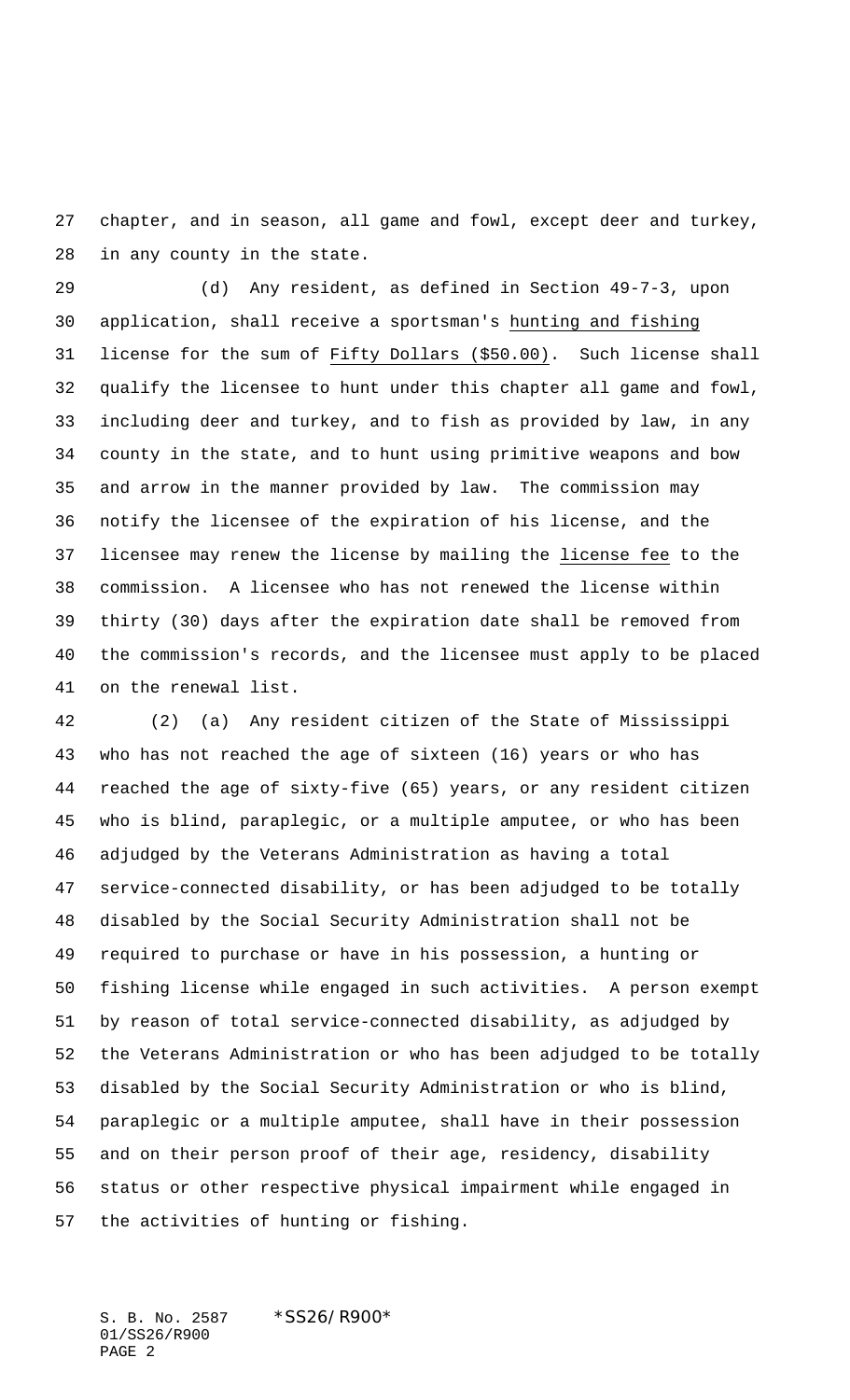chapter, and in season, all game and fowl, except deer and turkey, in any county in the state.

(d) Any resident, as defined in Section 49-7-3, upon application, shall receive a sportsman's <u>hunting and fishing</u> license for the sum of <u>Fifty Dollars ($50.00)</u>. Such license shall qualify the licensee to hunt under this chapter all game and fowl, including deer and turkey, and to fish as provided by law, in any county in the state, and to hunt using primitive weapons and bow and arrow in the manner provided by law. The commission may notify the licensee of the expiration of his license, and the licensee may renew the license by mailing the <u>license fee</u> to the commission. A licensee who has not renewed the license within thirty (30) days after the expiration date shall be removed from the commission's records, and the licensee must apply to be placed on the renewal list.

(2) (a) Any resident citizen of the State of Mississippi who has not reached the age of sixteen (16) years or who has reached the age of sixty-five (65) years, or any resident citizen who is blind, paraplegic, or a multiple amputee, or who has been adjudged by the Veterans Administration as having a total service-connected disability, or has been adjudged to be totally disabled by the Social Security Administration shall not be required to purchase or have in his possession, a hunting or fishing license while engaged in such activities. A person exempt by reason of total service-connected disability, as adjudged by the Veterans Administration or who has been adjudged to be totally disabled by the Social Security Administration or who is blind, paraplegic or a multiple amputee, shall have in their possession and on their person proof of their age, residency, disability status or other respective physical impairment while engaged in the activities of hunting or fishing.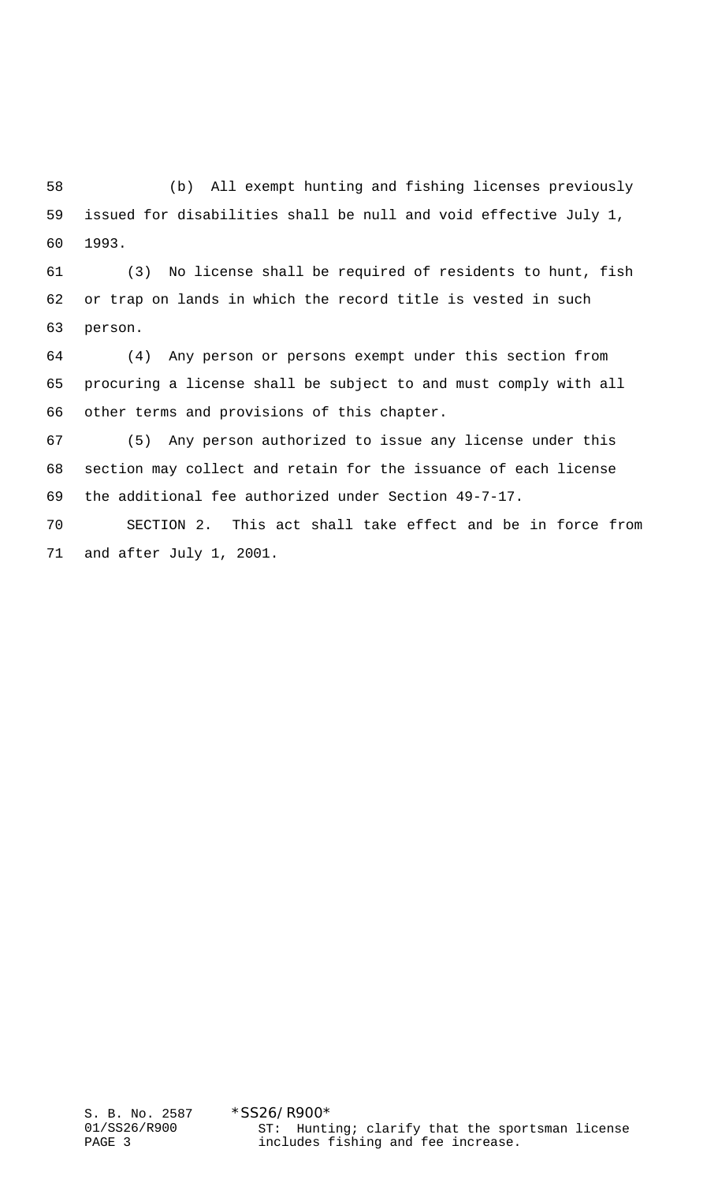(b) All exempt hunting and fishing licenses previously issued for disabilities shall be null and void effective July 1, 1993.

(3) No license shall be required of residents to hunt, fish or trap on lands in which the record title is vested in such person.

(4) Any person or persons exempt under this section from procuring a license shall be subject to and must comply with all other terms and provisions of this chapter.

(5) Any person authorized to issue any license under this section may collect and retain for the issuance of each license the additional fee authorized under Section 49-7-17.

SECTION 2. This act shall take effect and be in force from and after July 1, 2001.

ST: Hunting; clarify that the sportsman license includes fishing and fee increase.